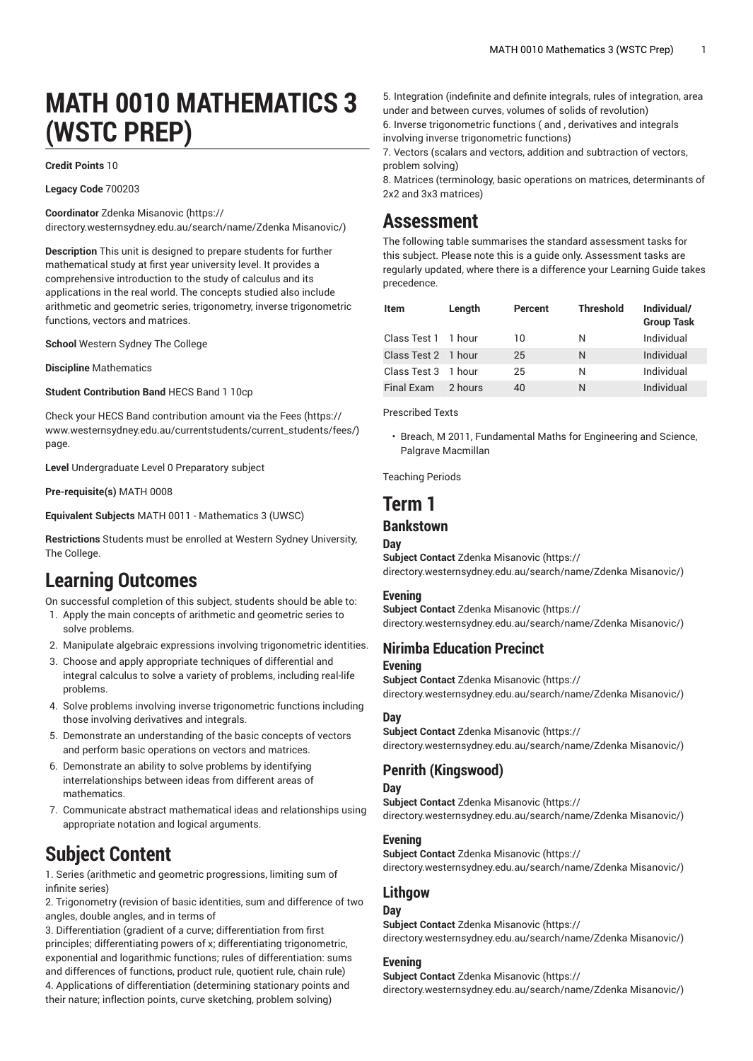# MATH 0010 MATHEMATICS 3 (WSTC PREP)

**Credit Points** 10

**Legacy Code** 700203

**Coordinator** Zdenka Misanovic (https://directory.westernsydney.edu.au/search/name/Zdenka Misanovic/)

**Description** This unit is designed to prepare students for further mathematical study at first year university level. It provides a comprehensive introduction to the study of calculus and its applications in the real world. The concepts studied also include arithmetic and geometric series, trigonometry, inverse trigonometric functions, vectors and matrices.

**School** Western Sydney The College

**Discipline** Mathematics

**Student Contribution Band** HECS Band 1 10cp

Check your HECS Band contribution amount via the Fees (https://www.westernsydney.edu.au/currentstudents/current_students/fees/) page.

**Level** Undergraduate Level 0 Preparatory subject

**Pre-requisite(s)** MATH 0008

**Equivalent Subjects** MATH 0011 - Mathematics 3 (UWSC)

**Restrictions** Students must be enrolled at Western Sydney University, The College.

## Learning Outcomes

On successful completion of this subject, students should be able to:

1. Apply the main concepts of arithmetic and geometric series to solve problems.
2. Manipulate algebraic expressions involving trigonometric identities.
3. Choose and apply appropriate techniques of differential and integral calculus to solve a variety of problems, including real-life problems.
4. Solve problems involving inverse trigonometric functions including those involving derivatives and integrals.
5. Demonstrate an understanding of the basic concepts of vectors and perform basic operations on vectors and matrices.
6. Demonstrate an ability to solve problems by identifying interrelationships between ideas from different areas of mathematics.
7. Communicate abstract mathematical ideas and relationships using appropriate notation and logical arguments.

## Subject Content

1. Series (arithmetic and geometric progressions, limiting sum of infinite series)
2. Trigonometry (revision of basic identities, sum and difference of two angles, double angles, and in terms of
3. Differentiation (gradient of a curve; differentiation from first principles; differentiating powers of x; differentiating trigonometric, exponential and logarithmic functions; rules of differentiation: sums and differences of functions, product rule, quotient rule, chain rule)
4. Applications of differentiation (determining stationary points and their nature; inflection points, curve sketching, problem solving)
5. Integration (indefinite and definite integrals, rules of integration, area under and between curves, volumes of solids of revolution)
6. Inverse trigonometric functions ( and , derivatives and integrals involving inverse trigonometric functions)
7. Vectors (scalars and vectors, addition and subtraction of vectors, problem solving)
8. Matrices (terminology, basic operations on matrices, determinants of 2x2 and 3x3 matrices)

## Assessment

The following table summarises the standard assessment tasks for this subject. Please note this is a guide only. Assessment tasks are regularly updated, where there is a difference your Learning Guide takes precedence.

| Item | Length | Percent | Threshold | Individual/ Group Task |
|---|---|---|---|---|
| Class Test 1 | 1 hour | 10 | N | Individual |
| Class Test 2 | 1 hour | 25 | N | Individual |
| Class Test 3 | 1 hour | 25 | N | Individual |
| Final Exam | 2 hours | 40 | N | Individual |

Prescribed Texts

- Breach, M 2011, Fundamental Maths for Engineering and Science, Palgrave Macmillan

Teaching Periods

## Term 1

### Bankstown

#### Day

**Subject Contact** Zdenka Misanovic (https://directory.westernsydney.edu.au/search/name/Zdenka Misanovic/)

#### Evening

**Subject Contact** Zdenka Misanovic (https://directory.westernsydney.edu.au/search/name/Zdenka Misanovic/)

### Nirimba Education Precinct

#### Evening

**Subject Contact** Zdenka Misanovic (https://directory.westernsydney.edu.au/search/name/Zdenka Misanovic/)

#### Day

**Subject Contact** Zdenka Misanovic (https://directory.westernsydney.edu.au/search/name/Zdenka Misanovic/)

### Penrith (Kingswood)

#### Day

**Subject Contact** Zdenka Misanovic (https://directory.westernsydney.edu.au/search/name/Zdenka Misanovic/)

#### Evening

**Subject Contact** Zdenka Misanovic (https://directory.westernsydney.edu.au/search/name/Zdenka Misanovic/)

### Lithgow

#### Day

**Subject Contact** Zdenka Misanovic (https://directory.westernsydney.edu.au/search/name/Zdenka Misanovic/)

#### Evening

**Subject Contact** Zdenka Misanovic (https://directory.westernsydney.edu.au/search/name/Zdenka Misanovic/)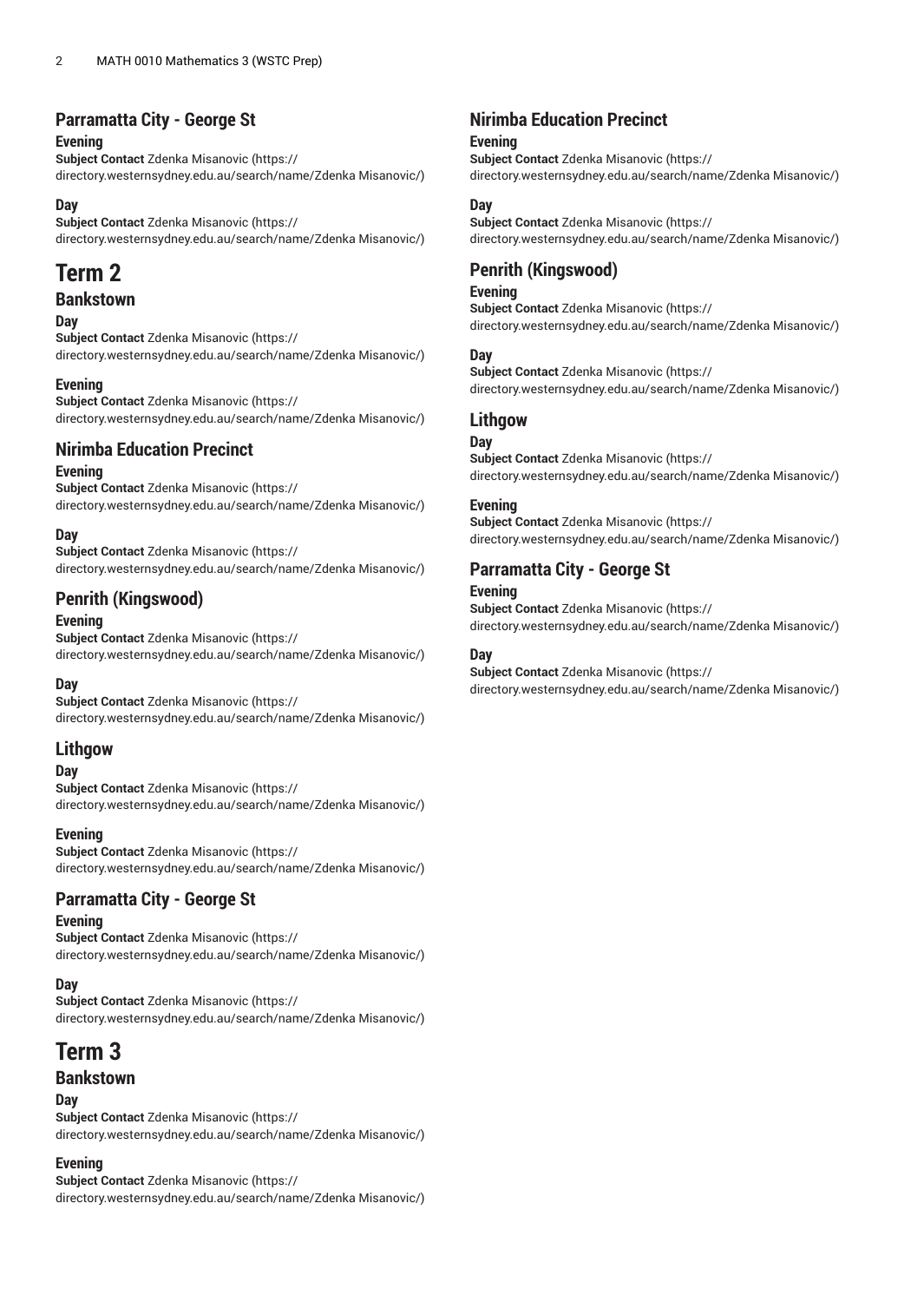## Parramatta City - George St

### Evening

**Subject Contact** Zdenka Misanovic (https://directory.westernsydney.edu.au/search/name/Zdenka Misanovic/)

### Day

**Subject Contact** Zdenka Misanovic (https://directory.westernsydney.edu.au/search/name/Zdenka Misanovic/)

# Term 2

## Bankstown

### Day

**Subject Contact** Zdenka Misanovic (https://directory.westernsydney.edu.au/search/name/Zdenka Misanovic/)

### Evening

**Subject Contact** Zdenka Misanovic (https://directory.westernsydney.edu.au/search/name/Zdenka Misanovic/)

## Nirimba Education Precinct

### Evening

**Subject Contact** Zdenka Misanovic (https://directory.westernsydney.edu.au/search/name/Zdenka Misanovic/)

### Day

**Subject Contact** Zdenka Misanovic (https://directory.westernsydney.edu.au/search/name/Zdenka Misanovic/)

## Penrith (Kingswood)

### Evening

**Subject Contact** Zdenka Misanovic (https://directory.westernsydney.edu.au/search/name/Zdenka Misanovic/)

### Day

**Subject Contact** Zdenka Misanovic (https://directory.westernsydney.edu.au/search/name/Zdenka Misanovic/)

## Lithgow

### Day

**Subject Contact** Zdenka Misanovic (https://directory.westernsydney.edu.au/search/name/Zdenka Misanovic/)

### Evening

**Subject Contact** Zdenka Misanovic (https://directory.westernsydney.edu.au/search/name/Zdenka Misanovic/)

## Parramatta City - George St

### Evening

**Subject Contact** Zdenka Misanovic (https://directory.westernsydney.edu.au/search/name/Zdenka Misanovic/)

### Day

**Subject Contact** Zdenka Misanovic (https://directory.westernsydney.edu.au/search/name/Zdenka Misanovic/)

# Term 3

## Bankstown

### Day

**Subject Contact** Zdenka Misanovic (https://directory.westernsydney.edu.au/search/name/Zdenka Misanovic/)

### Evening

**Subject Contact** Zdenka Misanovic (https://directory.westernsydney.edu.au/search/name/Zdenka Misanovic/)

## Nirimba Education Precinct

### Evening

**Subject Contact** Zdenka Misanovic (https://directory.westernsydney.edu.au/search/name/Zdenka Misanovic/)

### Day

**Subject Contact** Zdenka Misanovic (https://directory.westernsydney.edu.au/search/name/Zdenka Misanovic/)

## Penrith (Kingswood)

### Evening

**Subject Contact** Zdenka Misanovic (https://directory.westernsydney.edu.au/search/name/Zdenka Misanovic/)

### Day

**Subject Contact** Zdenka Misanovic (https://directory.westernsydney.edu.au/search/name/Zdenka Misanovic/)

## Lithgow

### Day

**Subject Contact** Zdenka Misanovic (https://directory.westernsydney.edu.au/search/name/Zdenka Misanovic/)

### Evening

**Subject Contact** Zdenka Misanovic (https://directory.westernsydney.edu.au/search/name/Zdenka Misanovic/)

## Parramatta City - George St

### Evening

**Subject Contact** Zdenka Misanovic (https://directory.westernsydney.edu.au/search/name/Zdenka Misanovic/)

### Day

**Subject Contact** Zdenka Misanovic (https://directory.westernsydney.edu.au/search/name/Zdenka Misanovic/)